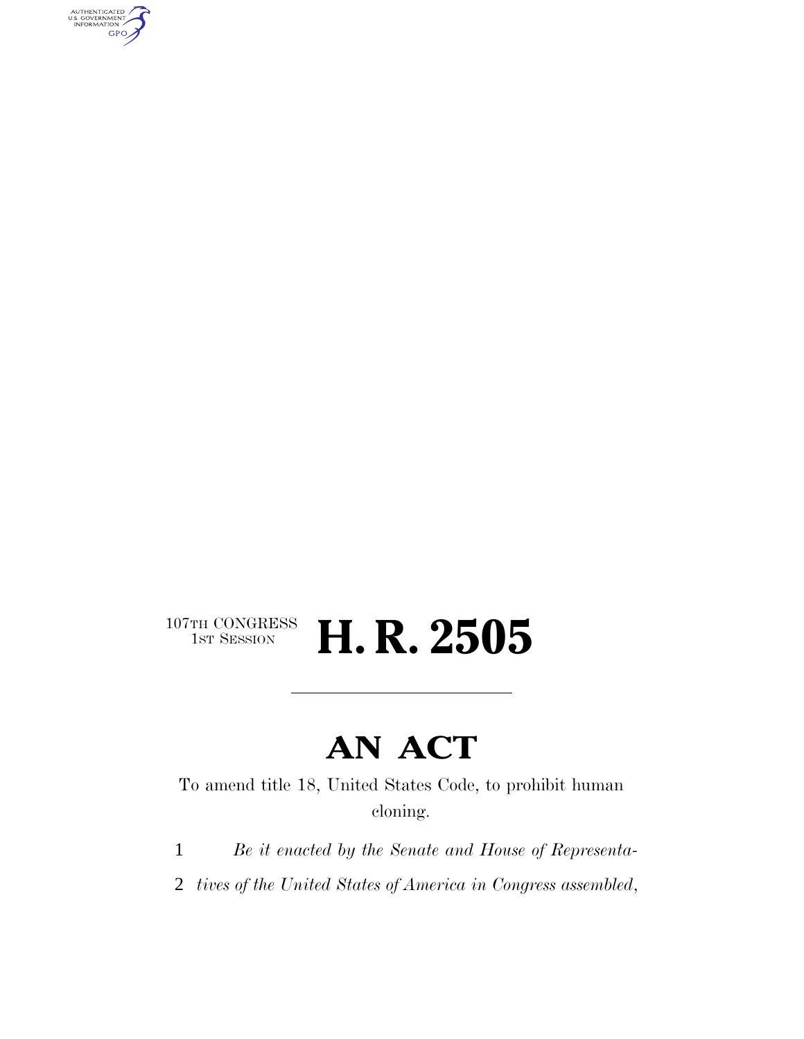107TH CONGRESS
1ST SESSION

# H. R. 2505

---

# AN ACT

To amend title 18, United States Code, to prohibit human cloning.

1 *Be it enacted by the Senate and House of Representa-*
2 *tives of the United States of America in Congress assembled,*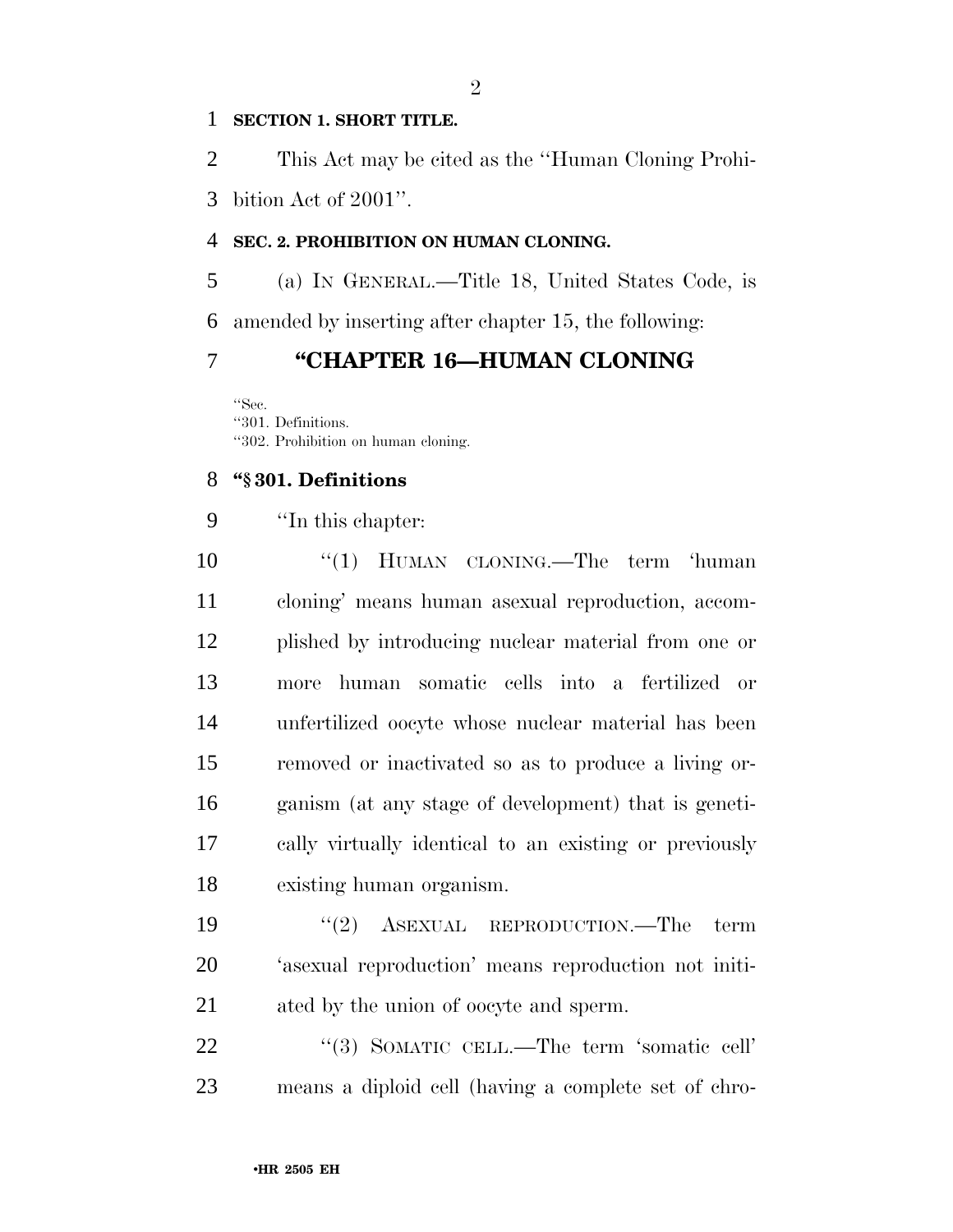**SECTION 1. SHORT TITLE.**

This Act may be cited as the ''Human Cloning Prohibition Act of 2001''.

**SEC. 2. PROHIBITION ON HUMAN CLONING.**

(a) IN GENERAL.—Title 18, United States Code, is amended by inserting after chapter 15, the following:

# ''CHAPTER 16—HUMAN CLONING

''Sec.
''301. Definitions.
''302. Prohibition on human cloning.

**''§ 301. Definitions**

''In this chapter:

''(1) HUMAN CLONING.—The term 'human cloning' means human asexual reproduction, accomplished by introducing nuclear material from one or more human somatic cells into a fertilized or unfertilized oocyte whose nuclear material has been removed or inactivated so as to produce a living organism (at any stage of development) that is genetically virtually identical to an existing or previously existing human organism.

''(2) ASEXUAL REPRODUCTION.—The term 'asexual reproduction' means reproduction not initiated by the union of oocyte and sperm.

''(3) SOMATIC CELL.—The term 'somatic cell' means a diploid cell (having a complete set of chro-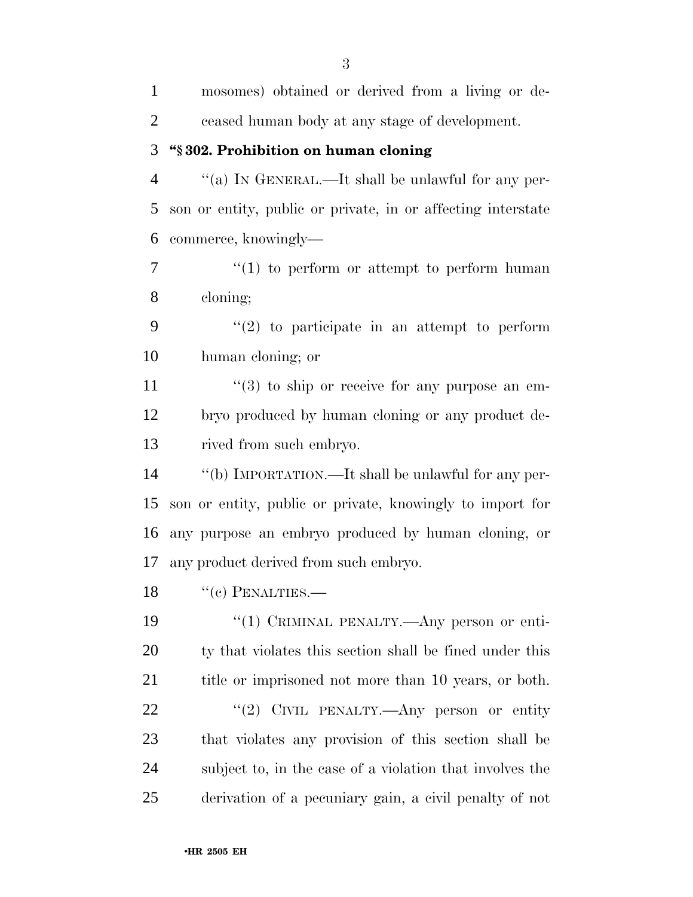mosomes) obtained or derived from a living or deceased human body at any stage of development.

**"§ 302. Prohibition on human cloning**

"(a) IN GENERAL.—It shall be unlawful for any person or entity, public or private, in or affecting interstate commerce, knowingly—

"(1) to perform or attempt to perform human cloning;

"(2) to participate in an attempt to perform human cloning; or

"(3) to ship or receive for any purpose an embryo produced by human cloning or any product derived from such embryo.

"(b) IMPORTATION.—It shall be unlawful for any person or entity, public or private, knowingly to import for any purpose an embryo produced by human cloning, or any product derived from such embryo.

"(c) PENALTIES.—

"(1) CRIMINAL PENALTY.—Any person or entity that violates this section shall be fined under this title or imprisoned not more than 10 years, or both.

"(2) CIVIL PENALTY.—Any person or entity that violates any provision of this section shall be subject to, in the case of a violation that involves the derivation of a pecuniary gain, a civil penalty of not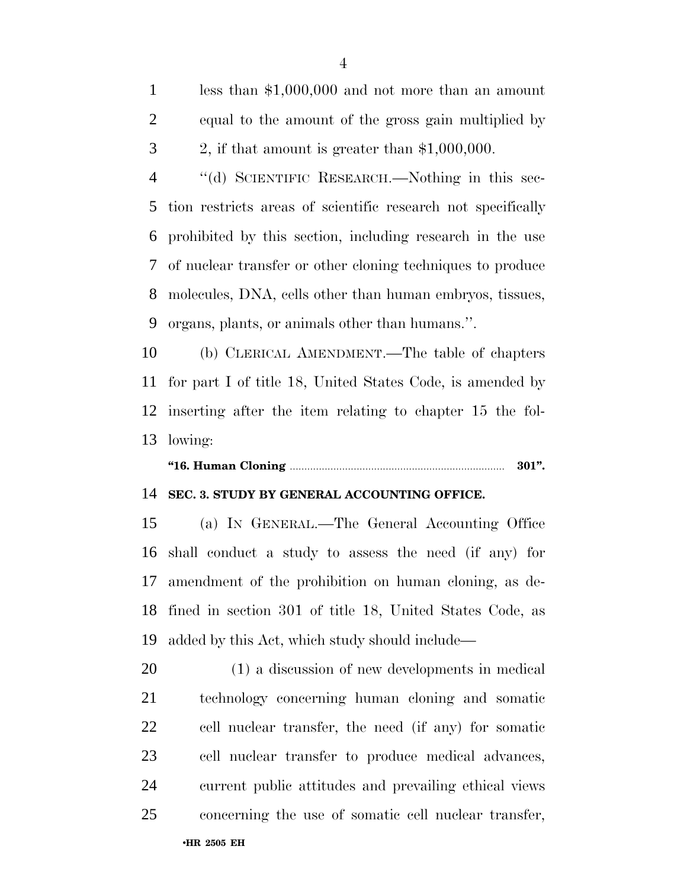less than $1,000,000 and not more than an amount equal to the amount of the gross gain multiplied by 2, if that amount is greater than $1,000,000.

"(d) SCIENTIFIC RESEARCH.—Nothing in this section restricts areas of scientific research not specifically prohibited by this section, including research in the use of nuclear transfer or other cloning techniques to produce molecules, DNA, cells other than human embryos, tissues, organs, plants, or animals other than humans.".

(b) CLERICAL AMENDMENT.—The table of chapters for part I of title 18, United States Code, is amended by inserting after the item relating to chapter 15 the following:

**"16. Human Cloning ............................................................ 301".**

**SEC. 3. STUDY BY GENERAL ACCOUNTING OFFICE.**

(a) IN GENERAL.—The General Accounting Office shall conduct a study to assess the need (if any) for amendment of the prohibition on human cloning, as defined in section 301 of title 18, United States Code, as added by this Act, which study should include—

(1) a discussion of new developments in medical technology concerning human cloning and somatic cell nuclear transfer, the need (if any) for somatic cell nuclear transfer to produce medical advances, current public attitudes and prevailing ethical views concerning the use of somatic cell nuclear transfer,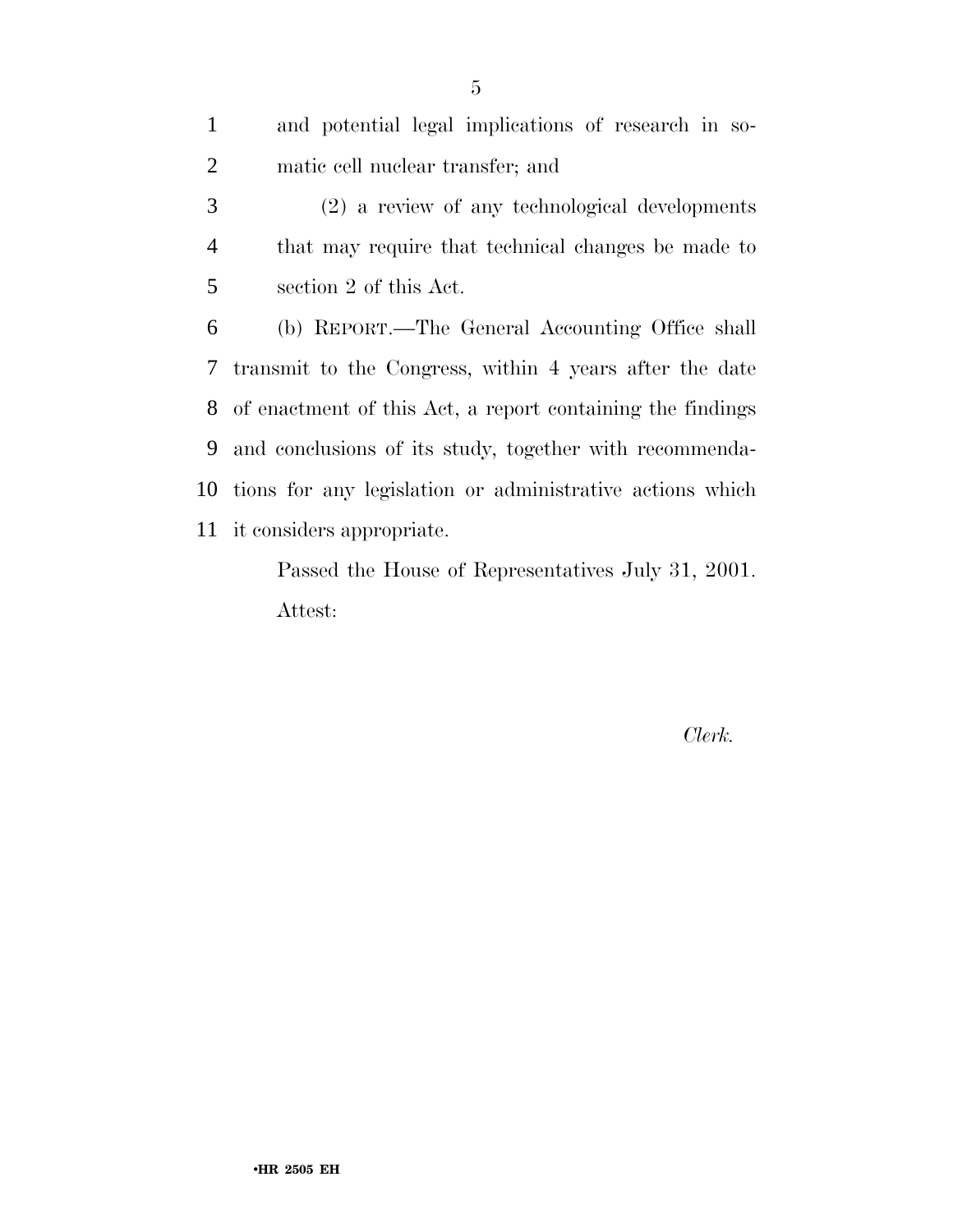and potential legal implications of research in somatic cell nuclear transfer; and

(2) a review of any technological developments that may require that technical changes be made to section 2 of this Act.

(b) REPORT.—The General Accounting Office shall transmit to the Congress, within 4 years after the date of enactment of this Act, a report containing the findings and conclusions of its study, together with recommendations for any legislation or administrative actions which it considers appropriate.

Passed the House of Representatives July 31, 2001.

Attest:

*Clerk.*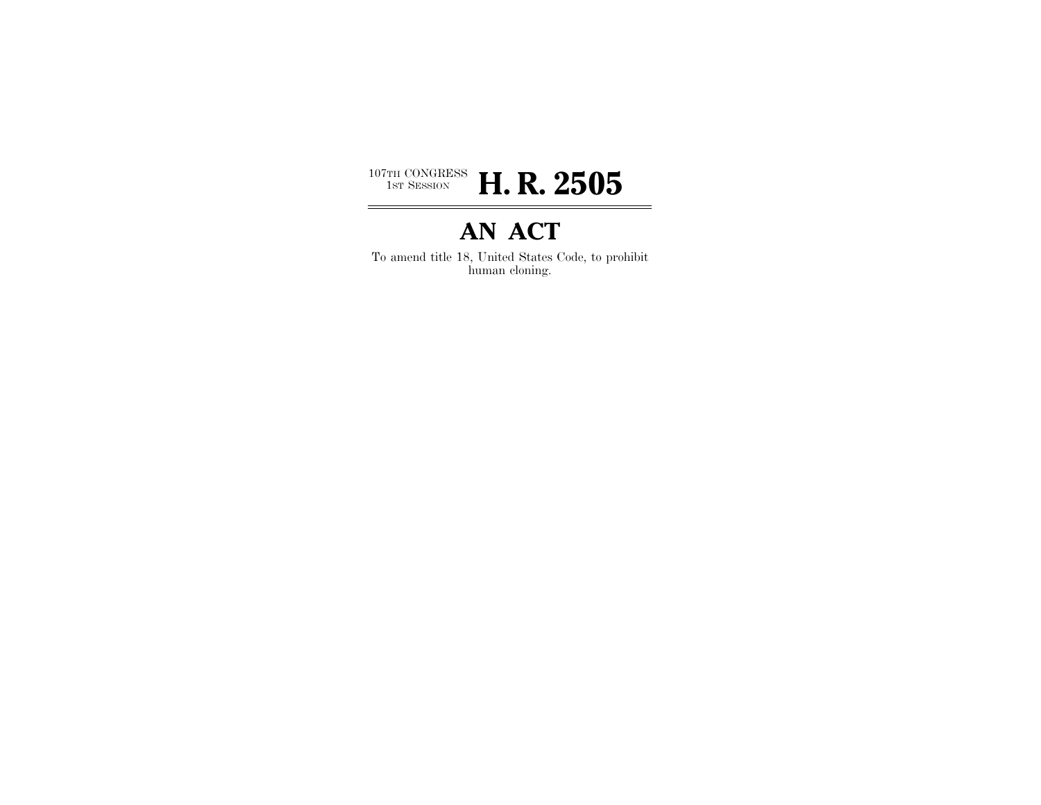107TH CONGRESS
1ST SESSION

# H. R. 2505

## AN ACT

To amend title 18, United States Code, to prohibit human cloning.